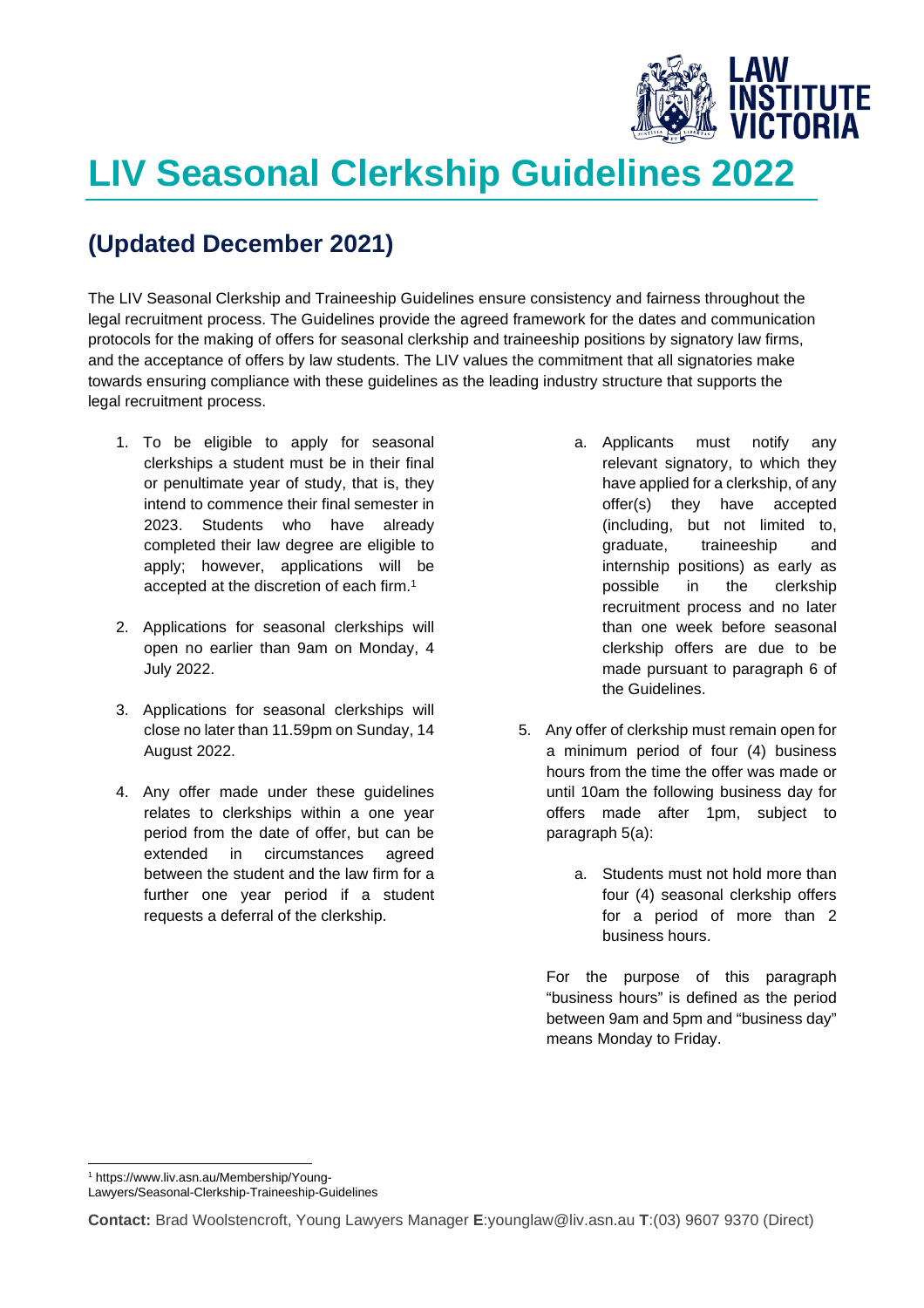# LIV Seasonal Clerkship Guidelines 2022

## (Updated December 2021)

The LIV Seasonal Clerkship and Traineeship Guidelines ensure consistency and fairness throughout the legal recruitment process. The Guidelines provide the agreed framework for the dates and communication protocols for the making of offers for seasonal clerkship and traineeship positions by signatory law firms, and the acceptance of offers by law students. The LIV values the commitment that all signatories make towards ensuring compliance with these guidelines as the leading industry structure that supports the legal recruitment process.

1. To be eligible to apply for seasonal clerkships a student must be in their final or penultimate year of study, that is, they intend to commence their final semester in 2023. Students who have already completed their law degree are eligible to apply; however, applications will be accepted at the discretion of each firm.[1]

2. Applications for seasonal clerkships will open no earlier than 9am on Monday, 4 July 2022.

3. Applications for seasonal clerkships will close no later than 11.59pm on Sunday, 14 August 2022.

4. Any offer made under these guidelines relates to clerkships within a one year period from the date of offer, but can be extended in circumstances agreed between the student and the law firm for a further one year period if a student requests a deferral of the clerkship.

   a. Applicants must notify any relevant signatory, to which they have applied for a clerkship, of any offer(s) they have accepted (including, but not limited to, graduate, traineeship and internship positions) as early as possible in the clerkship recruitment process and no later than one week before seasonal clerkship offers are due to be made pursuant to paragraph 6 of the Guidelines.

5. Any offer of clerkship must remain open for a minimum period of four (4) business hours from the time the offer was made or until 10am the following business day for offers made after 1pm, subject to paragraph 5(a):

   a. Students must not hold more than four (4) seasonal clerkship offers for a period of more than 2 business hours.

   For the purpose of this paragraph "business hours" is defined as the period between 9am and 5pm and "business day" means Monday to Friday.

[1] https://www.liv.asn.au/Membership/Young-Lawyers/Seasonal-Clerkship-Traineeship-Guidelines

**Contact:** Brad Woolstencroft, Young Lawyers Manager **E**:younglaw@liv.asn.au **T**:(03) 9607 9370 (Direct)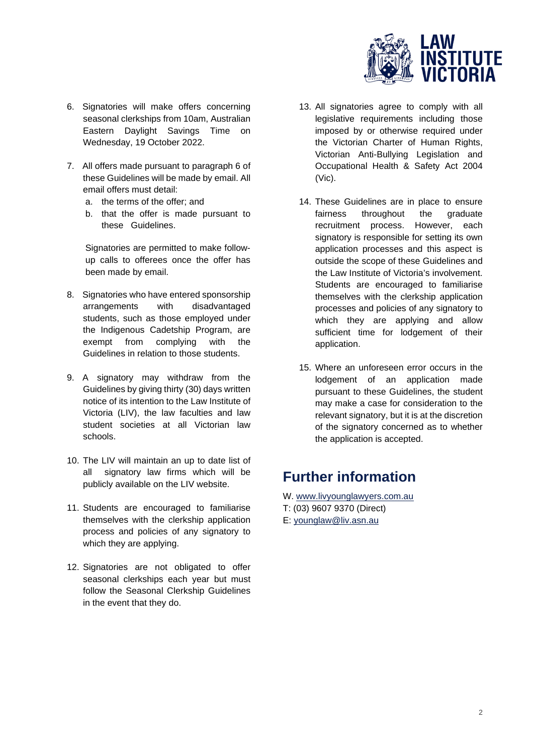6. Signatories will make offers concerning seasonal clerkships from 10am, Australian Eastern Daylight Savings Time on Wednesday, 19 October 2022.

7. All offers made pursuant to paragraph 6 of these Guidelines will be made by email. All email offers must detail:
   a. the terms of the offer; and
   b. that the offer is made pursuant to these Guidelines.

   Signatories are permitted to make follow-up calls to offerees once the offer has been made by email.

8. Signatories who have entered sponsorship arrangements with disadvantaged students, such as those employed under the Indigenous Cadetship Program, are exempt from complying with the Guidelines in relation to those students.

9. A signatory may withdraw from the Guidelines by giving thirty (30) days written notice of its intention to the Law Institute of Victoria (LIV), the law faculties and law student societies at all Victorian law schools.

10. The LIV will maintain an up to date list of all signatory law firms which will be publicly available on the LIV website.

11. Students are encouraged to familiarise themselves with the clerkship application process and policies of any signatory to which they are applying.

12. Signatories are not obligated to offer seasonal clerkships each year but must follow the Seasonal Clerkship Guidelines in the event that they do.

13. All signatories agree to comply with all legislative requirements including those imposed by or otherwise required under the Victorian Charter of Human Rights, Victorian Anti-Bullying Legislation and Occupational Health & Safety Act 2004 (Vic).

14. These Guidelines are in place to ensure fairness throughout the graduate recruitment process. However, each signatory is responsible for setting its own application processes and this aspect is outside the scope of these Guidelines and the Law Institute of Victoria's involvement. Students are encouraged to familiarise themselves with the clerkship application processes and policies of any signatory to which they are applying and allow sufficient time for lodgement of their application.

15. Where an unforeseen error occurs in the lodgement of an application made pursuant to these Guidelines, the student may make a case for consideration to the relevant signatory, but it is at the discretion of the signatory concerned as to whether the application is accepted.

## Further information

W. [www.livyounglawyers.com.au](http://www.livyounglawyers.com.au)
T: (03) 9607 9370 (Direct)
E: [younglaw@liv.asn.au](mailto:younglaw@liv.asn.au)